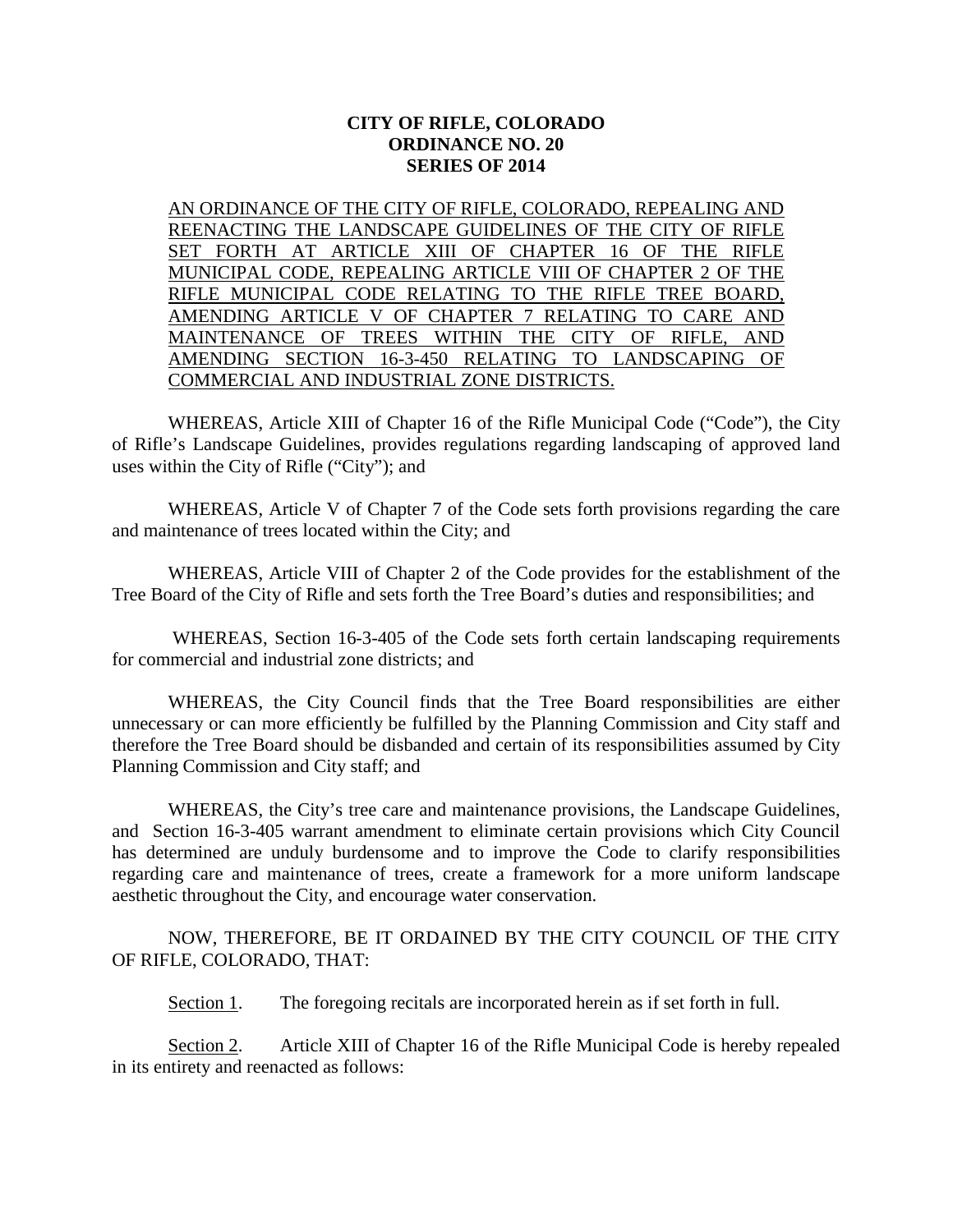**CITY OF RIFLE, COLORADO**
**ORDINANCE NO. 20**
**SERIES OF 2014**

AN ORDINANCE OF THE CITY OF RIFLE, COLORADO, REPEALING AND REENACTING THE LANDSCAPE GUIDELINES OF THE CITY OF RIFLE SET FORTH AT ARTICLE XIII OF CHAPTER 16 OF THE RIFLE MUNICIPAL CODE, REPEALING ARTICLE VIII OF CHAPTER 2 OF THE RIFLE MUNICIPAL CODE RELATING TO THE RIFLE TREE BOARD, AMENDING ARTICLE V OF CHAPTER 7 RELATING TO CARE AND MAINTENANCE OF TREES WITHIN THE CITY OF RIFLE, AND AMENDING SECTION 16-3-450 RELATING TO LANDSCAPING OF COMMERCIAL AND INDUSTRIAL ZONE DISTRICTS.

WHEREAS, Article XIII of Chapter 16 of the Rifle Municipal Code ("Code"), the City of Rifle's Landscape Guidelines, provides regulations regarding landscaping of approved land uses within the City of Rifle ("City"); and

WHEREAS, Article V of Chapter 7 of the Code sets forth provisions regarding the care and maintenance of trees located within the City; and

WHEREAS, Article VIII of Chapter 2 of the Code provides for the establishment of the Tree Board of the City of Rifle and sets forth the Tree Board's duties and responsibilities; and

WHEREAS, Section 16-3-405 of the Code sets forth certain landscaping requirements for commercial and industrial zone districts; and

WHEREAS, the City Council finds that the Tree Board responsibilities are either unnecessary or can more efficiently be fulfilled by the Planning Commission and City staff and therefore the Tree Board should be disbanded and certain of its responsibilities assumed by City Planning Commission and City staff; and

WHEREAS, the City's tree care and maintenance provisions, the Landscape Guidelines, and Section 16-3-405 warrant amendment to eliminate certain provisions which City Council has determined are unduly burdensome and to improve the Code to clarify responsibilities regarding care and maintenance of trees, create a framework for a more uniform landscape aesthetic throughout the City, and encourage water conservation.

NOW, THEREFORE, BE IT ORDAINED BY THE CITY COUNCIL OF THE CITY OF RIFLE, COLORADO, THAT:

Section 1. The foregoing recitals are incorporated herein as if set forth in full.

Section 2. Article XIII of Chapter 16 of the Rifle Municipal Code is hereby repealed in its entirety and reenacted as follows: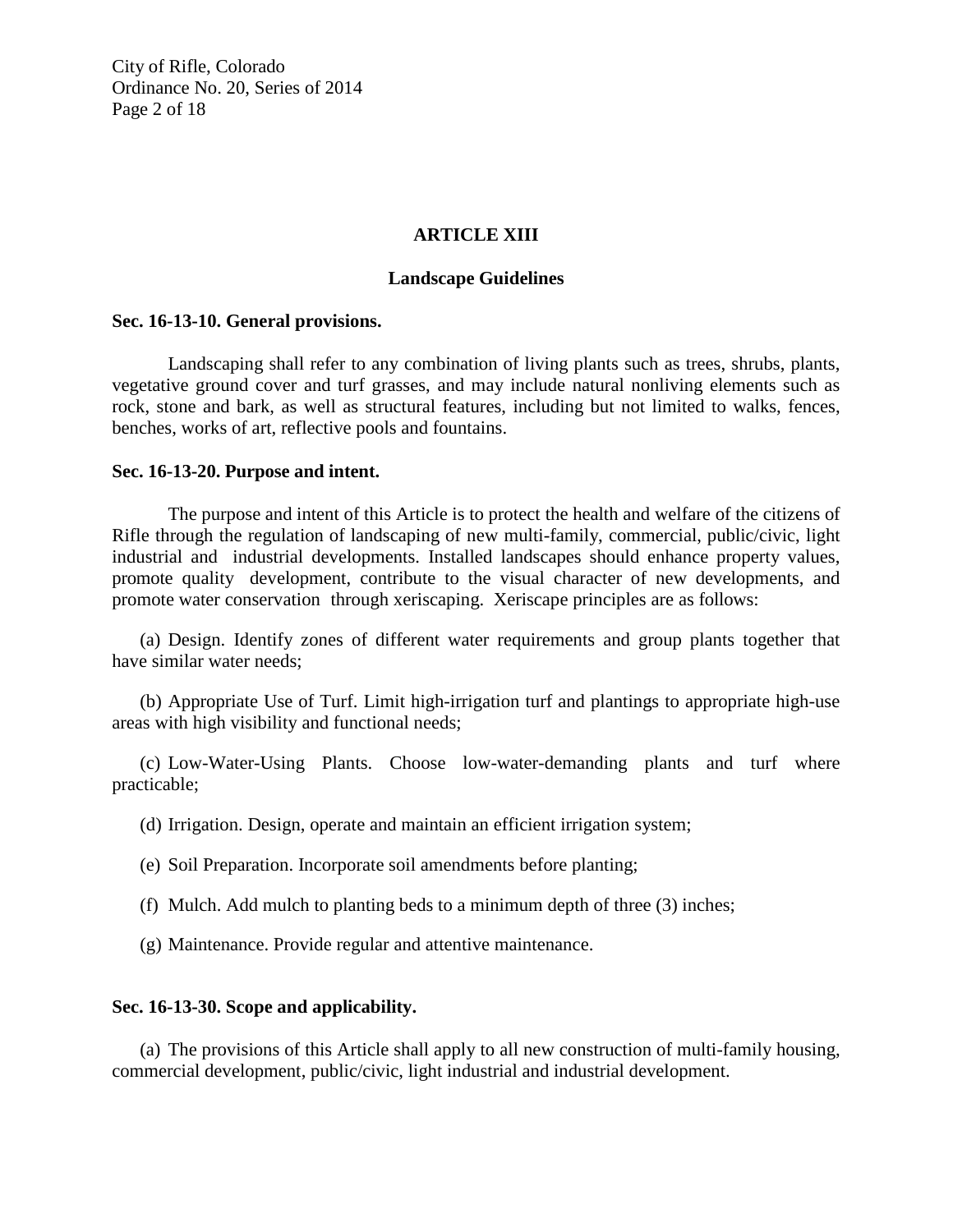## ARTICLE XIII

### Landscape Guidelines

**Sec. 16-13-10. General provisions.**

Landscaping shall refer to any combination of living plants such as trees, shrubs, plants, vegetative ground cover and turf grasses, and may include natural nonliving elements such as rock, stone and bark, as well as structural features, including but not limited to walks, fences, benches, works of art, reflective pools and fountains.

**Sec. 16-13-20. Purpose and intent.**

The purpose and intent of this Article is to protect the health and welfare of the citizens of Rifle through the regulation of landscaping of new multi-family, commercial, public/civic, light industrial and industrial developments. Installed landscapes should enhance property values, promote quality development, contribute to the visual character of new developments, and promote water conservation through xeriscaping. Xeriscape principles are as follows:

(a) Design. Identify zones of different water requirements and group plants together that have similar water needs;

(b) Appropriate Use of Turf. Limit high-irrigation turf and plantings to appropriate high-use areas with high visibility and functional needs;

(c) Low-Water-Using Plants. Choose low-water-demanding plants and turf where practicable;

(d) Irrigation. Design, operate and maintain an efficient irrigation system;

(e) Soil Preparation. Incorporate soil amendments before planting;

(f) Mulch. Add mulch to planting beds to a minimum depth of three (3) inches;

(g) Maintenance. Provide regular and attentive maintenance.

**Sec. 16-13-30. Scope and applicability.**

(a) The provisions of this Article shall apply to all new construction of multi-family housing, commercial development, public/civic, light industrial and industrial development.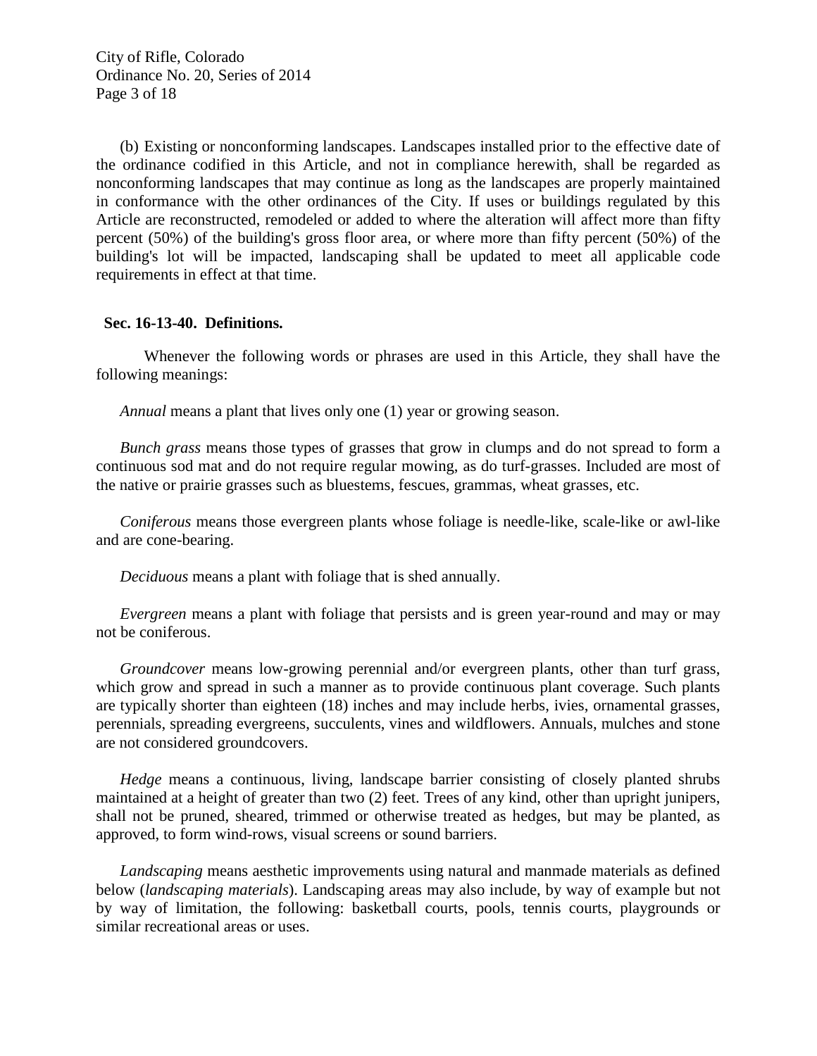(b) Existing or nonconforming landscapes. Landscapes installed prior to the effective date of the ordinance codified in this Article, and not in compliance herewith, shall be regarded as nonconforming landscapes that may continue as long as the landscapes are properly maintained in conformance with the other ordinances of the City. If uses or buildings regulated by this Article are reconstructed, remodeled or added to where the alteration will affect more than fifty percent (50%) of the building's gross floor area, or where more than fifty percent (50%) of the building's lot will be impacted, landscaping shall be updated to meet all applicable code requirements in effect at that time.

**Sec. 16-13-40. Definitions.**

Whenever the following words or phrases are used in this Article, they shall have the following meanings:

*Annual* means a plant that lives only one (1) year or growing season.

*Bunch grass* means those types of grasses that grow in clumps and do not spread to form a continuous sod mat and do not require regular mowing, as do turf-grasses. Included are most of the native or prairie grasses such as bluestems, fescues, grammas, wheat grasses, etc.

*Coniferous* means those evergreen plants whose foliage is needle-like, scale-like or awl-like and are cone-bearing.

*Deciduous* means a plant with foliage that is shed annually.

*Evergreen* means a plant with foliage that persists and is green year-round and may or may not be coniferous.

*Groundcover* means low-growing perennial and/or evergreen plants, other than turf grass, which grow and spread in such a manner as to provide continuous plant coverage. Such plants are typically shorter than eighteen (18) inches and may include herbs, ivies, ornamental grasses, perennials, spreading evergreens, succulents, vines and wildflowers. Annuals, mulches and stone are not considered groundcovers.

*Hedge* means a continuous, living, landscape barrier consisting of closely planted shrubs maintained at a height of greater than two (2) feet. Trees of any kind, other than upright junipers, shall not be pruned, sheared, trimmed or otherwise treated as hedges, but may be planted, as approved, to form wind-rows, visual screens or sound barriers.

*Landscaping* means aesthetic improvements using natural and manmade materials as defined below (*landscaping materials*). Landscaping areas may also include, by way of example but not by way of limitation, the following: basketball courts, pools, tennis courts, playgrounds or similar recreational areas or uses.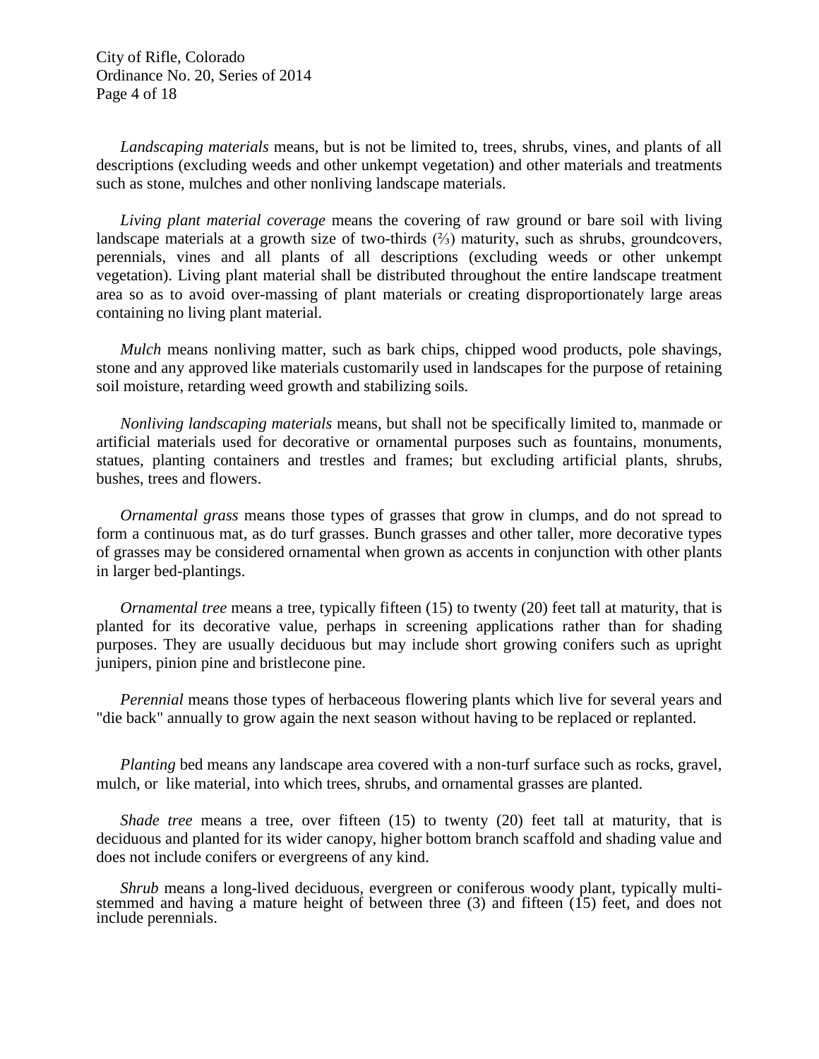*Landscaping materials* means, but is not be limited to, trees, shrubs, vines, and plants of all descriptions (excluding weeds and other unkempt vegetation) and other materials and treatments such as stone, mulches and other nonliving landscape materials.

*Living plant material coverage* means the covering of raw ground or bare soil with living landscape materials at a growth size of two-thirds (⅔) maturity, such as shrubs, groundcovers, perennials, vines and all plants of all descriptions (excluding weeds or other unkempt vegetation). Living plant material shall be distributed throughout the entire landscape treatment area so as to avoid over-massing of plant materials or creating disproportionately large areas containing no living plant material.

*Mulch* means nonliving matter, such as bark chips, chipped wood products, pole shavings, stone and any approved like materials customarily used in landscapes for the purpose of retaining soil moisture, retarding weed growth and stabilizing soils.

*Nonliving landscaping materials* means, but shall not be specifically limited to, manmade or artificial materials used for decorative or ornamental purposes such as fountains, monuments, statues, planting containers and trestles and frames; but excluding artificial plants, shrubs, bushes, trees and flowers.

*Ornamental grass* means those types of grasses that grow in clumps, and do not spread to form a continuous mat, as do turf grasses. Bunch grasses and other taller, more decorative types of grasses may be considered ornamental when grown as accents in conjunction with other plants in larger bed-plantings.

*Ornamental tree* means a tree, typically fifteen (15) to twenty (20) feet tall at maturity, that is planted for its decorative value, perhaps in screening applications rather than for shading purposes. They are usually deciduous but may include short growing conifers such as upright junipers, pinion pine and bristlecone pine.

*Perennial* means those types of herbaceous flowering plants which live for several years and "die back" annually to grow again the next season without having to be replaced or replanted.

*Planting* bed means any landscape area covered with a non-turf surface such as rocks, gravel, mulch, or like material, into which trees, shrubs, and ornamental grasses are planted.

*Shade tree* means a tree, over fifteen (15) to twenty (20) feet tall at maturity, that is deciduous and planted for its wider canopy, higher bottom branch scaffold and shading value and does not include conifers or evergreens of any kind.

*Shrub* means a long-lived deciduous, evergreen or coniferous woody plant, typically multi-stemmed and having a mature height of between three (3) and fifteen (15) feet, and does not include perennials.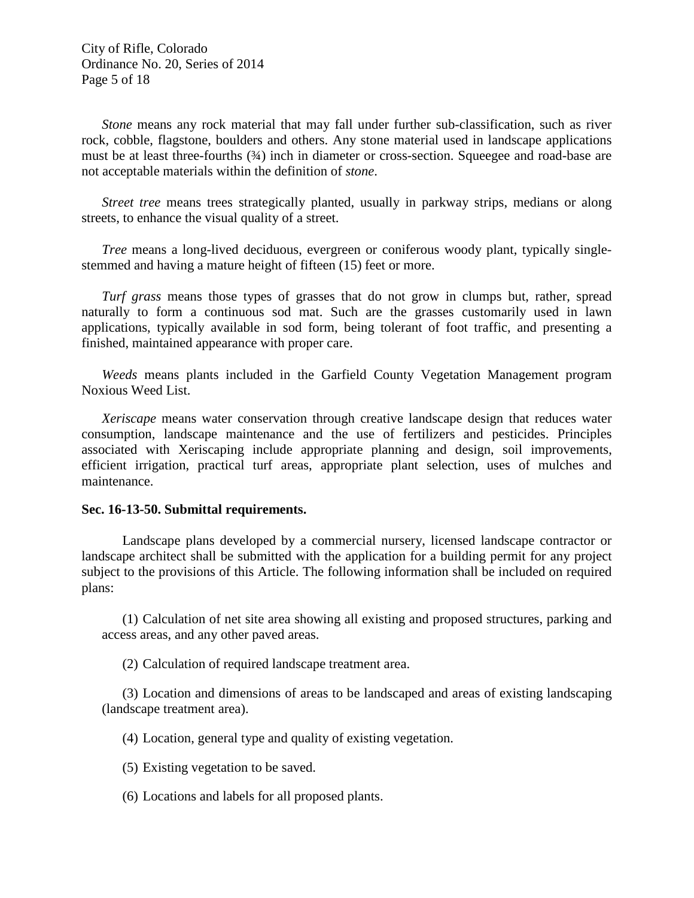*Stone* means any rock material that may fall under further sub-classification, such as river rock, cobble, flagstone, boulders and others. Any stone material used in landscape applications must be at least three-fourths (¾) inch in diameter or cross-section. Squeegee and road-base are not acceptable materials within the definition of *stone*.

*Street tree* means trees strategically planted, usually in parkway strips, medians or along streets, to enhance the visual quality of a street.

*Tree* means a long-lived deciduous, evergreen or coniferous woody plant, typically single-stemmed and having a mature height of fifteen (15) feet or more.

*Turf grass* means those types of grasses that do not grow in clumps but, rather, spread naturally to form a continuous sod mat. Such are the grasses customarily used in lawn applications, typically available in sod form, being tolerant of foot traffic, and presenting a finished, maintained appearance with proper care.

*Weeds* means plants included in the Garfield County Vegetation Management program Noxious Weed List.

*Xeriscape* means water conservation through creative landscape design that reduces water consumption, landscape maintenance and the use of fertilizers and pesticides. Principles associated with Xeriscaping include appropriate planning and design, soil improvements, efficient irrigation, practical turf areas, appropriate plant selection, uses of mulches and maintenance.

**Sec. 16-13-50. Submittal requirements.**

Landscape plans developed by a commercial nursery, licensed landscape contractor or landscape architect shall be submitted with the application for a building permit for any project subject to the provisions of this Article. The following information shall be included on required plans:

(1) Calculation of net site area showing all existing and proposed structures, parking and access areas, and any other paved areas.

(2) Calculation of required landscape treatment area.

(3) Location and dimensions of areas to be landscaped and areas of existing landscaping (landscape treatment area).

(4) Location, general type and quality of existing vegetation.

(5) Existing vegetation to be saved.

(6) Locations and labels for all proposed plants.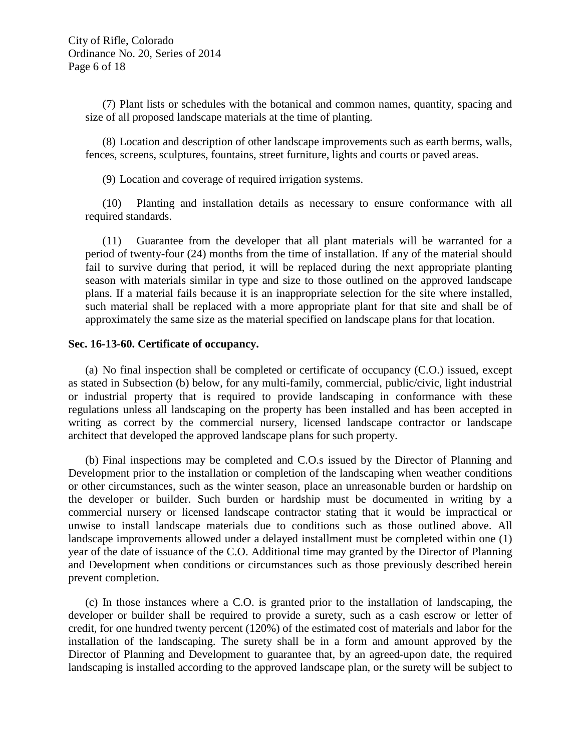(7) Plant lists or schedules with the botanical and common names, quantity, spacing and size of all proposed landscape materials at the time of planting.

(8) Location and description of other landscape improvements such as earth berms, walls, fences, screens, sculptures, fountains, street furniture, lights and courts or paved areas.

(9) Location and coverage of required irrigation systems.

(10) Planting and installation details as necessary to ensure conformance with all required standards.

(11) Guarantee from the developer that all plant materials will be warranted for a period of twenty-four (24) months from the time of installation. If any of the material should fail to survive during that period, it will be replaced during the next appropriate planting season with materials similar in type and size to those outlined on the approved landscape plans. If a material fails because it is an inappropriate selection for the site where installed, such material shall be replaced with a more appropriate plant for that site and shall be of approximately the same size as the material specified on landscape plans for that location.

**Sec. 16-13-60. Certificate of occupancy.**

(a) No final inspection shall be completed or certificate of occupancy (C.O.) issued, except as stated in Subsection (b) below, for any multi-family, commercial, public/civic, light industrial or industrial property that is required to provide landscaping in conformance with these regulations unless all landscaping on the property has been installed and has been accepted in writing as correct by the commercial nursery, licensed landscape contractor or landscape architect that developed the approved landscape plans for such property.

(b) Final inspections may be completed and C.O.s issued by the Director of Planning and Development prior to the installation or completion of the landscaping when weather conditions or other circumstances, such as the winter season, place an unreasonable burden or hardship on the developer or builder. Such burden or hardship must be documented in writing by a commercial nursery or licensed landscape contractor stating that it would be impractical or unwise to install landscape materials due to conditions such as those outlined above. All landscape improvements allowed under a delayed installment must be completed within one (1) year of the date of issuance of the C.O. Additional time may granted by the Director of Planning and Development when conditions or circumstances such as those previously described herein prevent completion.

(c) In those instances where a C.O. is granted prior to the installation of landscaping, the developer or builder shall be required to provide a surety, such as a cash escrow or letter of credit, for one hundred twenty percent (120%) of the estimated cost of materials and labor for the installation of the landscaping. The surety shall be in a form and amount approved by the Director of Planning and Development to guarantee that, by an agreed-upon date, the required landscaping is installed according to the approved landscape plan, or the surety will be subject to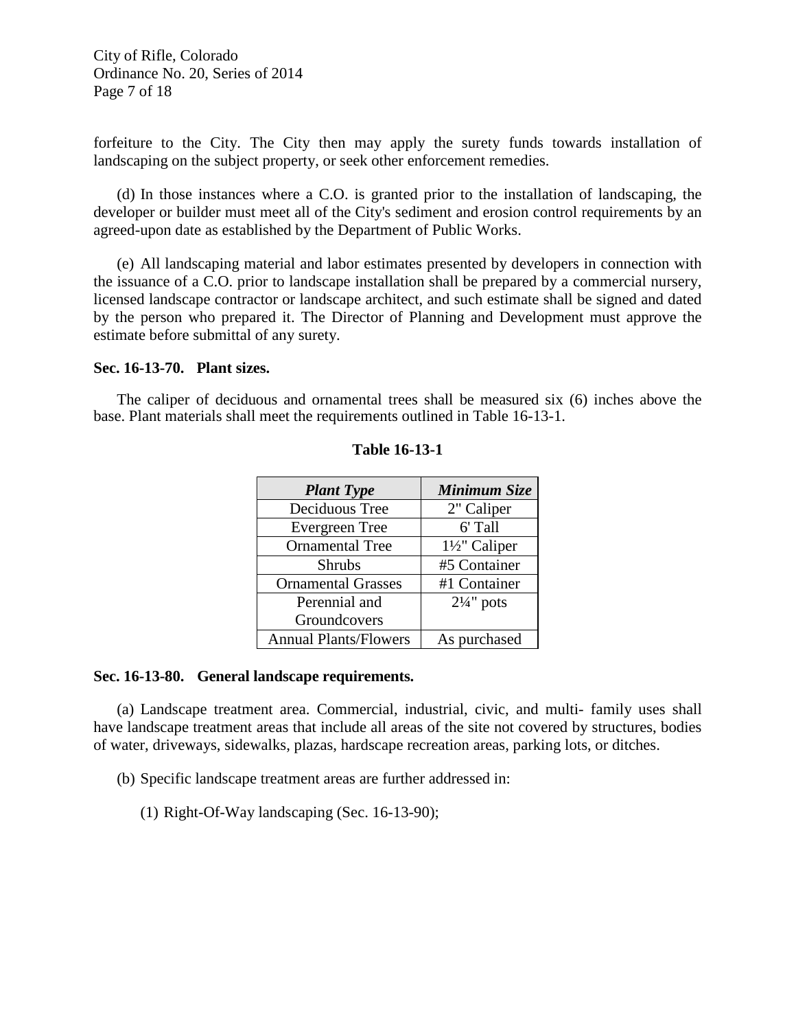forfeiture to the City. The City then may apply the surety funds towards installation of landscaping on the subject property, or seek other enforcement remedies.

(d) In those instances where a C.O. is granted prior to the installation of landscaping, the developer or builder must meet all of the City's sediment and erosion control requirements by an agreed-upon date as established by the Department of Public Works.

(e) All landscaping material and labor estimates presented by developers in connection with the issuance of a C.O. prior to landscape installation shall be prepared by a commercial nursery, licensed landscape contractor or landscape architect, and such estimate shall be signed and dated by the person who prepared it. The Director of Planning and Development must approve the estimate before submittal of any surety.

**Sec. 16-13-70. Plant sizes.**

The caliper of deciduous and ornamental trees shall be measured six (6) inches above the base. Plant materials shall meet the requirements outlined in Table 16-13-1.

**Table 16-13-1**

| ***Plant Type*** | ***Minimum Size*** |
|---|---|
| Deciduous Tree | 2" Caliper |
| Evergreen Tree | 6' Tall |
| Ornamental Tree | 1½" Caliper |
| Shrubs | #5 Container |
| Ornamental Grasses | #1 Container |
| Perennial and Groundcovers | 2¼" pots |
| Annual Plants/Flowers | As purchased |

**Sec. 16-13-80. General landscape requirements.**

(a) Landscape treatment area. Commercial, industrial, civic, and multi- family uses shall have landscape treatment areas that include all areas of the site not covered by structures, bodies of water, driveways, sidewalks, plazas, hardscape recreation areas, parking lots, or ditches.

(b) Specific landscape treatment areas are further addressed in:

(1) Right-Of-Way landscaping (Sec. 16-13-90);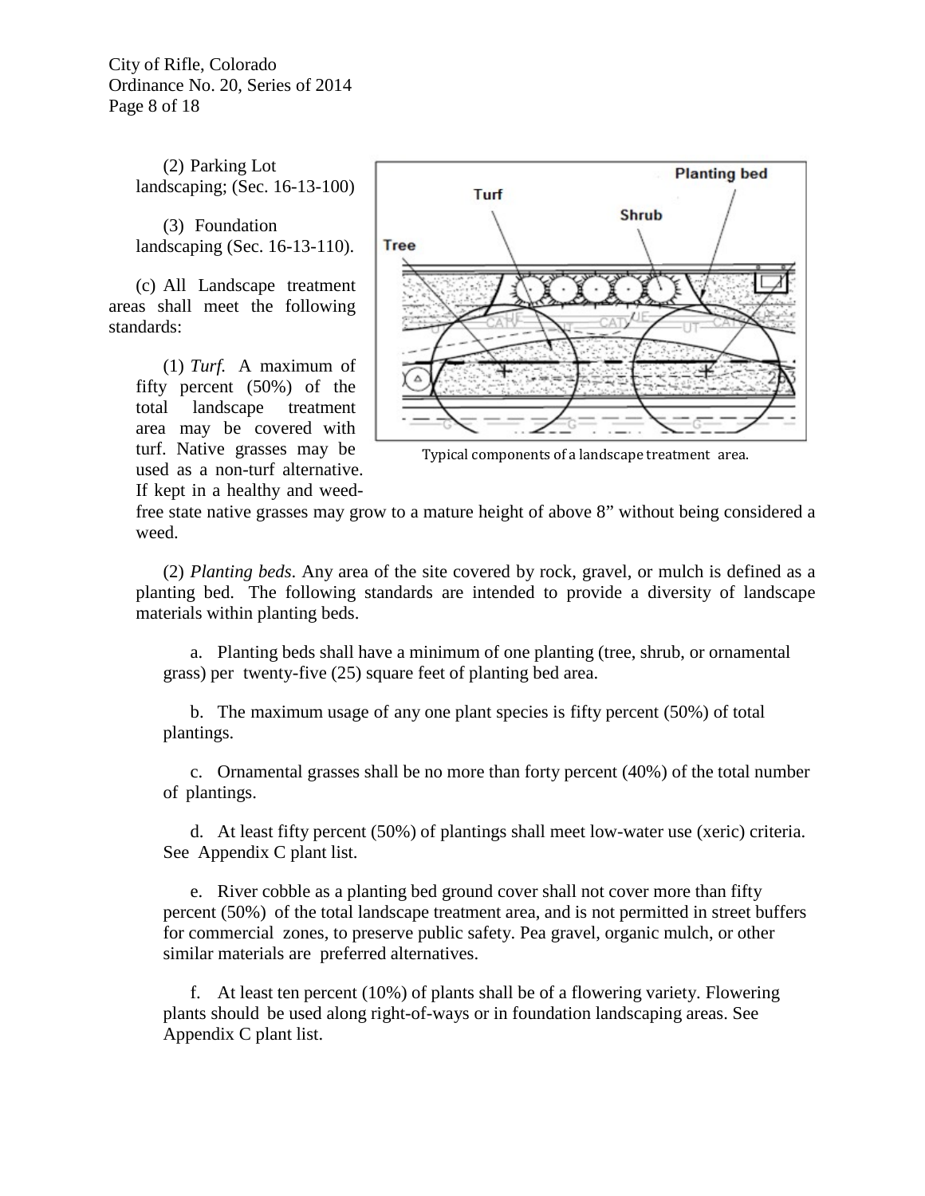(2) Parking Lot landscaping; (Sec. 16-13-100)

(3) Foundation landscaping (Sec. 16-13-110).

(c) All Landscape treatment areas shall meet the following standards:

(1) *Turf.* A maximum of fifty percent (50%) of the total landscape treatment area may be covered with turf. Native grasses may be used as a non-turf alternative. If kept in a healthy and weed-free state native grasses may grow to a mature height of above 8" without being considered a weed.

Typical components of a landscape treatment area.

(2) *Planting beds.* Any area of the site covered by rock, gravel, or mulch is defined as a planting bed. The following standards are intended to provide a diversity of landscape materials within planting beds.

a. Planting beds shall have a minimum of one planting (tree, shrub, or ornamental grass) per twenty-five (25) square feet of planting bed area.

b. The maximum usage of any one plant species is fifty percent (50%) of total plantings.

c. Ornamental grasses shall be no more than forty percent (40%) of the total number of plantings.

d. At least fifty percent (50%) of plantings shall meet low-water use (xeric) criteria. See Appendix C plant list.

e. River cobble as a planting bed ground cover shall not cover more than fifty percent (50%) of the total landscape treatment area, and is not permitted in street buffers for commercial zones, to preserve public safety. Pea gravel, organic mulch, or other similar materials are preferred alternatives.

f. At least ten percent (10%) of plants shall be of a flowering variety. Flowering plants should be used along right-of-ways or in foundation landscaping areas. See Appendix C plant list.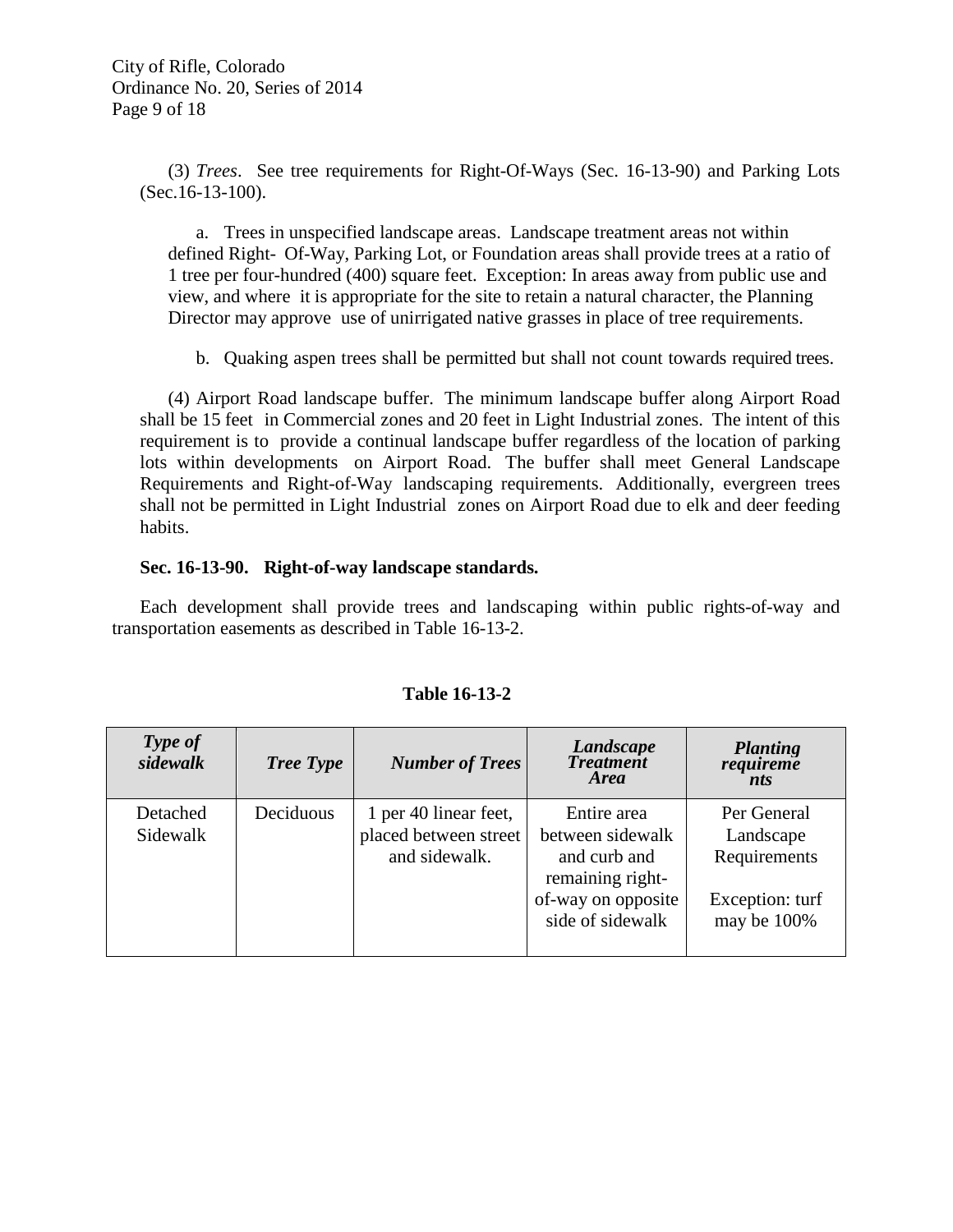(3) *Trees*. See tree requirements for Right-Of-Ways (Sec. 16-13-90) and Parking Lots (Sec.16-13-100).

a. Trees in unspecified landscape areas. Landscape treatment areas not within defined Right- Of-Way, Parking Lot, or Foundation areas shall provide trees at a ratio of 1 tree per four-hundred (400) square feet. Exception: In areas away from public use and view, and where it is appropriate for the site to retain a natural character, the Planning Director may approve use of unirrigated native grasses in place of tree requirements.

b. Quaking aspen trees shall be permitted but shall not count towards required trees.

(4) Airport Road landscape buffer. The minimum landscape buffer along Airport Road shall be 15 feet in Commercial zones and 20 feet in Light Industrial zones. The intent of this requirement is to provide a continual landscape buffer regardless of the location of parking lots within developments on Airport Road. The buffer shall meet General Landscape Requirements and Right-of-Way landscaping requirements. Additionally, evergreen trees shall not be permitted in Light Industrial zones on Airport Road due to elk and deer feeding habits.

**Sec. 16-13-90. Right-of-way landscape standards.**

Each development shall provide trees and landscaping within public rights-of-way and transportation easements as described in Table 16-13-2.

**Table 16-13-2**

| *Type of sidewalk* | *Tree Type* | *Number of Trees* | *Landscape Treatment Area* | *Planting requirements* |
|---|---|---|---|---|
| Detached Sidewalk | Deciduous | 1 per 40 linear feet, placed between street and sidewalk. | Entire area between sidewalk and curb and remaining right-of-way on opposite side of sidewalk | Per General Landscape Requirements<br><br>Exception: turf may be 100% |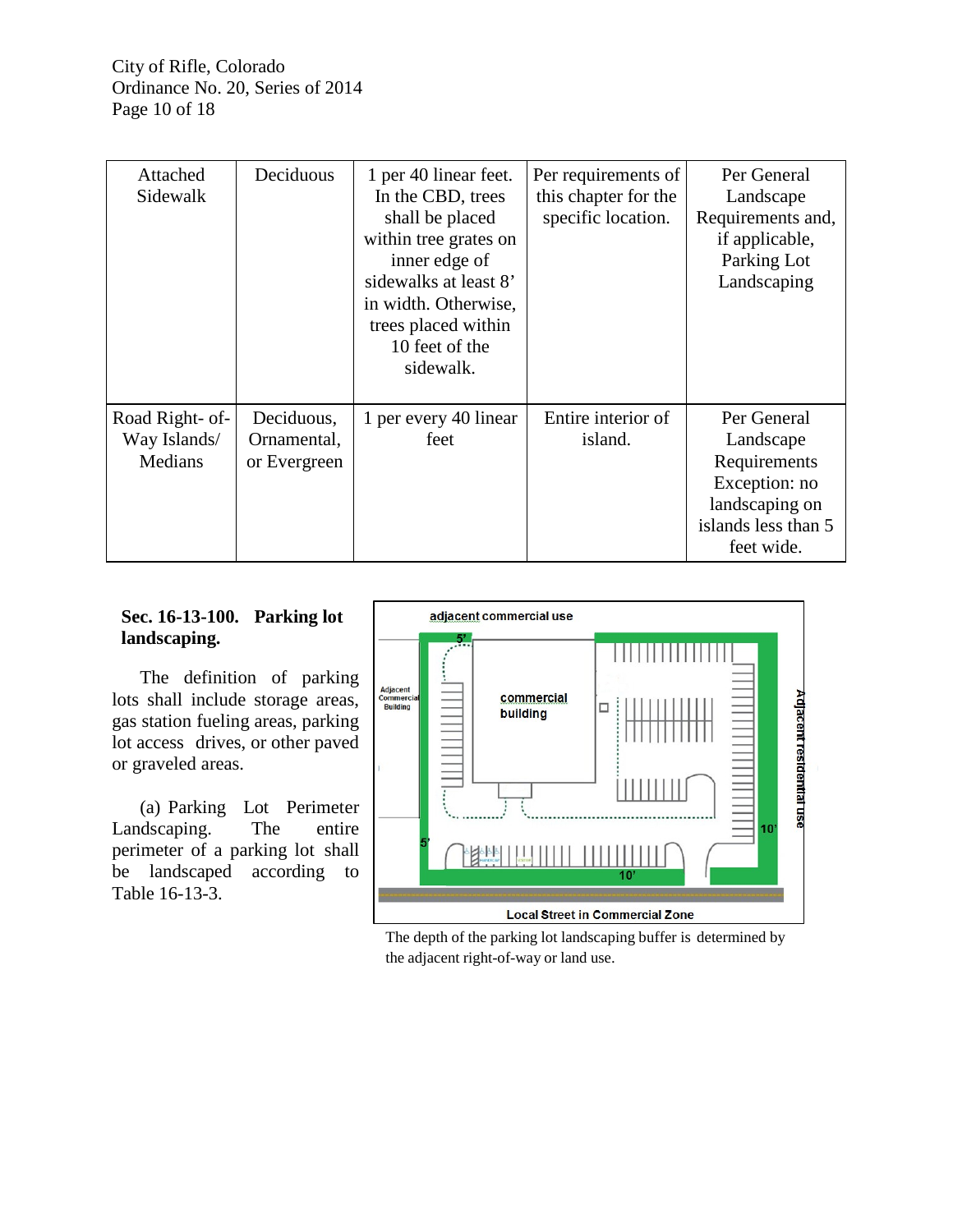| Attached Sidewalk | Deciduous | 1 per 40 linear feet. In the CBD, trees shall be placed within tree grates on inner edge of sidewalks at least 8' in width. Otherwise, trees placed within 10 feet of the sidewalk. | Per requirements of this chapter for the specific location. | Per General Landscape Requirements and, if applicable, Parking Lot Landscaping |
|---|---|---|---|---|
| Road Right- of-Way Islands/ Medians | Deciduous, Ornamental, or Evergreen | 1 per every 40 linear feet | Entire interior of island. | Per General Landscape Requirements Exception: no landscaping on islands less than 5 feet wide. |

**Sec. 16-13-100. Parking lot landscaping.**

The definition of parking lots shall include storage areas, gas station fueling areas, parking lot access drives, or other paved or graveled areas.

(a) Parking Lot Perimeter Landscaping. The entire perimeter of a parking lot shall be landscaped according to Table 16-13-3.

The depth of the parking lot landscaping buffer is determined by the adjacent right-of-way or land use.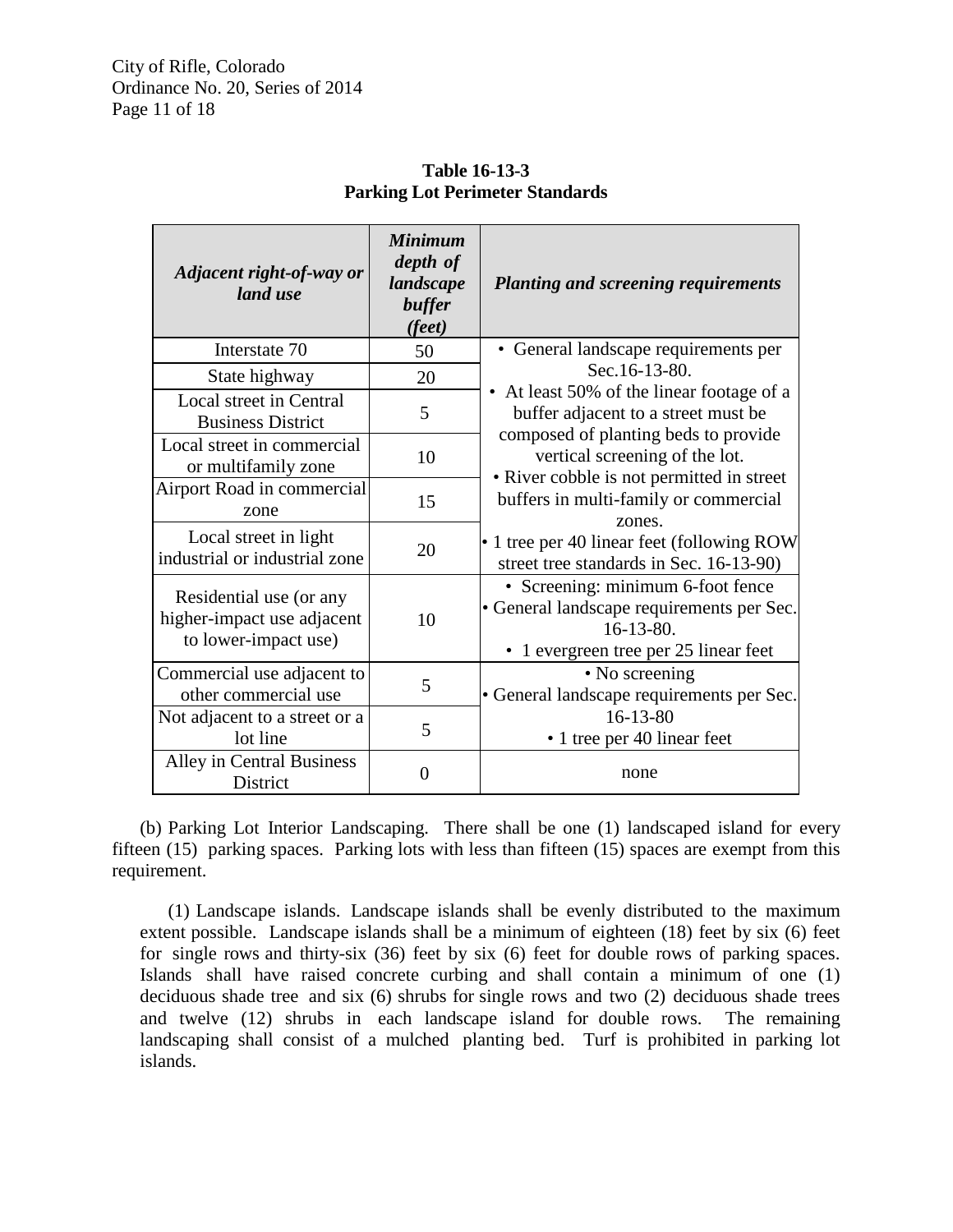**Table 16-13-3**
**Parking Lot Perimeter Standards**

| *Adjacent right-of-way or land use* | *Minimum depth of landscape buffer (feet)* | *Planting and screening requirements* |
|---|---|---|
| Interstate 70 | 50 | • General landscape requirements per Sec.16-13-80. • At least 50% of the linear footage of a buffer adjacent to a street must be composed of planting beds to provide vertical screening of the lot. • River cobble is not permitted in street buffers in multi-family or commercial zones. • 1 tree per 40 linear feet (following ROW street tree standards in Sec. 16-13-90) |
| State highway | 20 | |
| Local street in Central Business District | 5 | |
| Local street in commercial or multifamily zone | 10 | |
| Airport Road in commercial zone | 15 | |
| Local street in light industrial or industrial zone | 20 | |
| Residential use (or any higher-impact use adjacent to lower-impact use) | 10 | • Screening: minimum 6-foot fence • General landscape requirements per Sec. 16-13-80. • 1 evergreen tree per 25 linear feet |
| Commercial use adjacent to other commercial use | 5 | • No screening • General landscape requirements per Sec. 16-13-80 • 1 tree per 40 linear feet |
| Not adjacent to a street or a lot line | 5 | |
| Alley in Central Business District | 0 | none |

(b) Parking Lot Interior Landscaping. There shall be one (1) landscaped island for every fifteen (15) parking spaces. Parking lots with less than fifteen (15) spaces are exempt from this requirement.

(1) Landscape islands. Landscape islands shall be evenly distributed to the maximum extent possible. Landscape islands shall be a minimum of eighteen (18) feet by six (6) feet for single rows and thirty-six (36) feet by six (6) feet for double rows of parking spaces. Islands shall have raised concrete curbing and shall contain a minimum of one (1) deciduous shade tree and six (6) shrubs for single rows and two (2) deciduous shade trees and twelve (12) shrubs in each landscape island for double rows. The remaining landscaping shall consist of a mulched planting bed. Turf is prohibited in parking lot islands.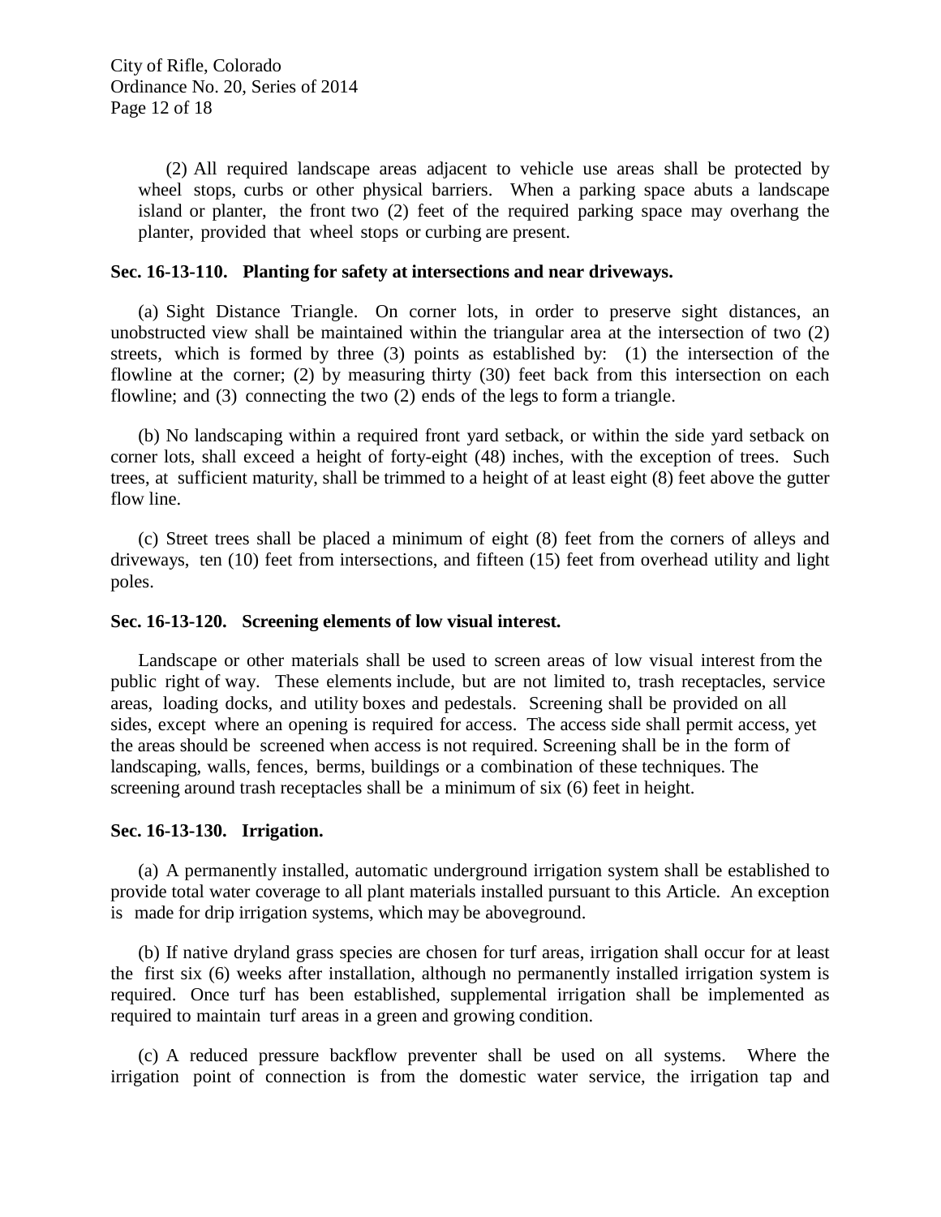(2) All required landscape areas adjacent to vehicle use areas shall be protected by wheel stops, curbs or other physical barriers. When a parking space abuts a landscape island or planter, the front two (2) feet of the required parking space may overhang the planter, provided that wheel stops or curbing are present.

**Sec. 16-13-110. Planting for safety at intersections and near driveways.**

(a) Sight Distance Triangle. On corner lots, in order to preserve sight distances, an unobstructed view shall be maintained within the triangular area at the intersection of two (2) streets, which is formed by three (3) points as established by: (1) the intersection of the flowline at the corner; (2) by measuring thirty (30) feet back from this intersection on each flowline; and (3) connecting the two (2) ends of the legs to form a triangle.

(b) No landscaping within a required front yard setback, or within the side yard setback on corner lots, shall exceed a height of forty-eight (48) inches, with the exception of trees. Such trees, at sufficient maturity, shall be trimmed to a height of at least eight (8) feet above the gutter flow line.

(c) Street trees shall be placed a minimum of eight (8) feet from the corners of alleys and driveways, ten (10) feet from intersections, and fifteen (15) feet from overhead utility and light poles.

**Sec. 16-13-120. Screening elements of low visual interest.**

Landscape or other materials shall be used to screen areas of low visual interest from the public right of way. These elements include, but are not limited to, trash receptacles, service areas, loading docks, and utility boxes and pedestals. Screening shall be provided on all sides, except where an opening is required for access. The access side shall permit access, yet the areas should be screened when access is not required. Screening shall be in the form of landscaping, walls, fences, berms, buildings or a combination of these techniques. The screening around trash receptacles shall be a minimum of six (6) feet in height.

**Sec. 16-13-130. Irrigation.**

(a) A permanently installed, automatic underground irrigation system shall be established to provide total water coverage to all plant materials installed pursuant to this Article. An exception is made for drip irrigation systems, which may be aboveground.

(b) If native dryland grass species are chosen for turf areas, irrigation shall occur for at least the first six (6) weeks after installation, although no permanently installed irrigation system is required. Once turf has been established, supplemental irrigation shall be implemented as required to maintain turf areas in a green and growing condition.

(c) A reduced pressure backflow preventer shall be used on all systems. Where the irrigation point of connection is from the domestic water service, the irrigation tap and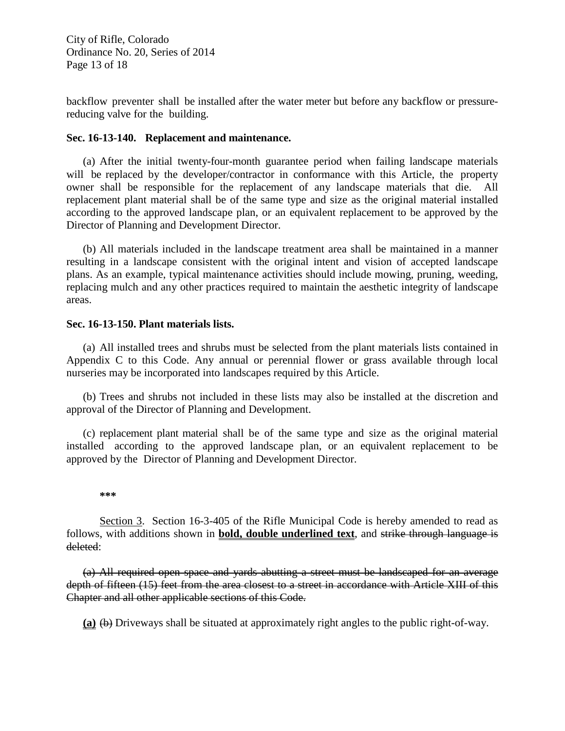backflow preventer shall be installed after the water meter but before any backflow or pressure-reducing valve for the building.

**Sec. 16-13-140. Replacement and maintenance.**

(a) After the initial twenty-four-month guarantee period when failing landscape materials will be replaced by the developer/contractor in conformance with this Article, the property owner shall be responsible for the replacement of any landscape materials that die. All replacement plant material shall be of the same type and size as the original material installed according to the approved landscape plan, or an equivalent replacement to be approved by the Director of Planning and Development Director.

(b) All materials included in the landscape treatment area shall be maintained in a manner resulting in a landscape consistent with the original intent and vision of accepted landscape plans. As an example, typical maintenance activities should include mowing, pruning, weeding, replacing mulch and any other practices required to maintain the aesthetic integrity of landscape areas.

**Sec. 16-13-150. Plant materials lists.**

(a) All installed trees and shrubs must be selected from the plant materials lists contained in Appendix C to this Code. Any annual or perennial flower or grass available through local nurseries may be incorporated into landscapes required by this Article.

(b) Trees and shrubs not included in these lists may also be installed at the discretion and approval of the Director of Planning and Development.

(c) replacement plant material shall be of the same type and size as the original material installed according to the approved landscape plan, or an equivalent replacement to be approved by the Director of Planning and Development Director.

\*\*\*

<u>Section 3</u>. Section 16-3-405 of the Rifle Municipal Code is hereby amended to read as follows, with additions shown in **<u>bold, double underlined text</u>**, and ~~strike through language is deleted~~:

~~(a) All required open space and yards abutting a street must be landscaped for an average depth of fifteen (15) feet from the area closest to a street in accordance with Article XIII of this Chapter and all other applicable sections of this Code.~~

**<u>(a)</u>** ~~(b)~~ Driveways shall be situated at approximately right angles to the public right-of-way.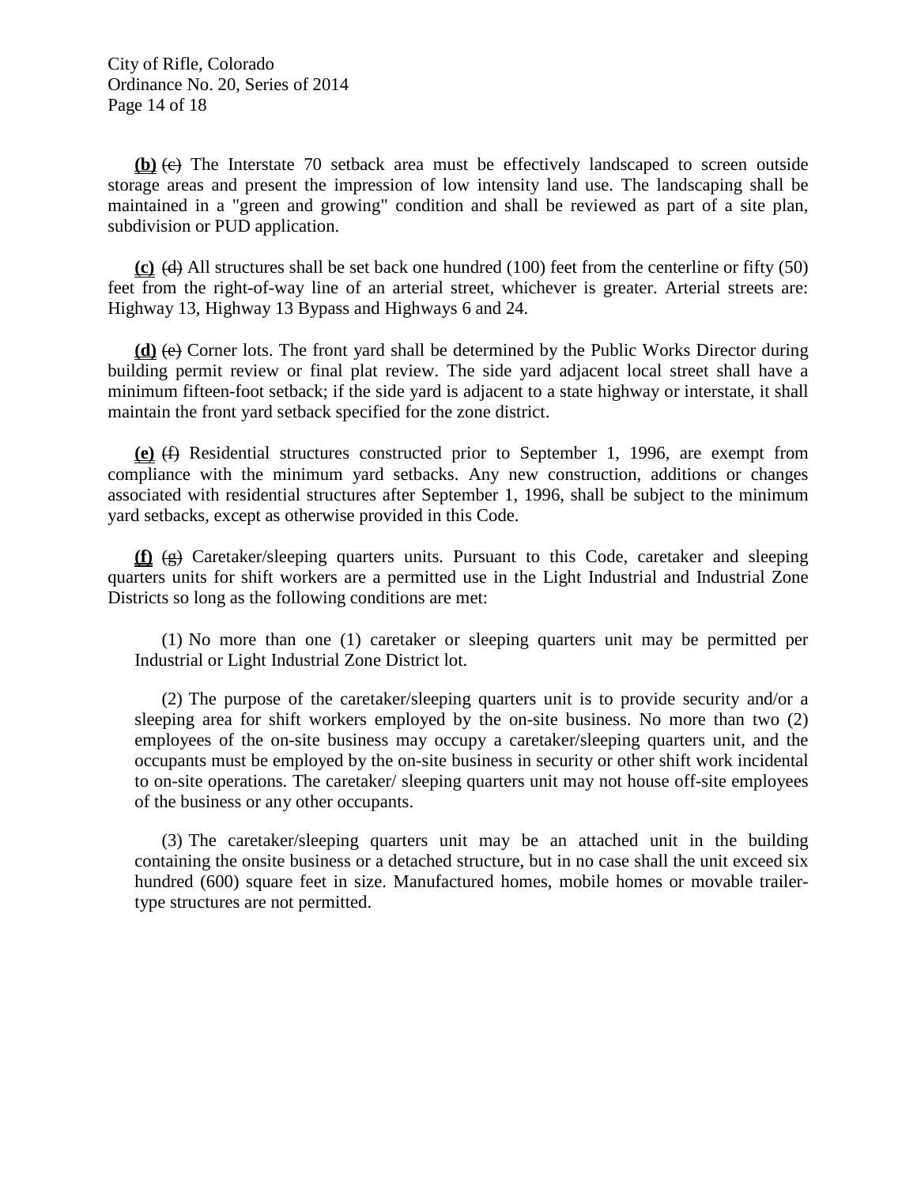**(b)** ~~(c)~~ The Interstate 70 setback area must be effectively landscaped to screen outside storage areas and present the impression of low intensity land use. The landscaping shall be maintained in a "green and growing" condition and shall be reviewed as part of a site plan, subdivision or PUD application.

**(c)** ~~(d)~~ All structures shall be set back one hundred (100) feet from the centerline or fifty (50) feet from the right-of-way line of an arterial street, whichever is greater. Arterial streets are: Highway 13, Highway 13 Bypass and Highways 6 and 24.

**(d)** ~~(e)~~ Corner lots. The front yard shall be determined by the Public Works Director during building permit review or final plat review. The side yard adjacent local street shall have a minimum fifteen-foot setback; if the side yard is adjacent to a state highway or interstate, it shall maintain the front yard setback specified for the zone district.

**(e)** ~~(f)~~ Residential structures constructed prior to September 1, 1996, are exempt from compliance with the minimum yard setbacks. Any new construction, additions or changes associated with residential structures after September 1, 1996, shall be subject to the minimum yard setbacks, except as otherwise provided in this Code.

**(f)** ~~(g)~~ Caretaker/sleeping quarters units. Pursuant to this Code, caretaker and sleeping quarters units for shift workers are a permitted use in the Light Industrial and Industrial Zone Districts so long as the following conditions are met:

(1) No more than one (1) caretaker or sleeping quarters unit may be permitted per Industrial or Light Industrial Zone District lot.

(2) The purpose of the caretaker/sleeping quarters unit is to provide security and/or a sleeping area for shift workers employed by the on-site business. No more than two (2) employees of the on-site business may occupy a caretaker/sleeping quarters unit, and the occupants must be employed by the on-site business in security or other shift work incidental to on-site operations. The caretaker/ sleeping quarters unit may not house off-site employees of the business or any other occupants.

(3) The caretaker/sleeping quarters unit may be an attached unit in the building containing the onsite business or a detached structure, but in no case shall the unit exceed six hundred (600) square feet in size. Manufactured homes, mobile homes or movable trailer-type structures are not permitted.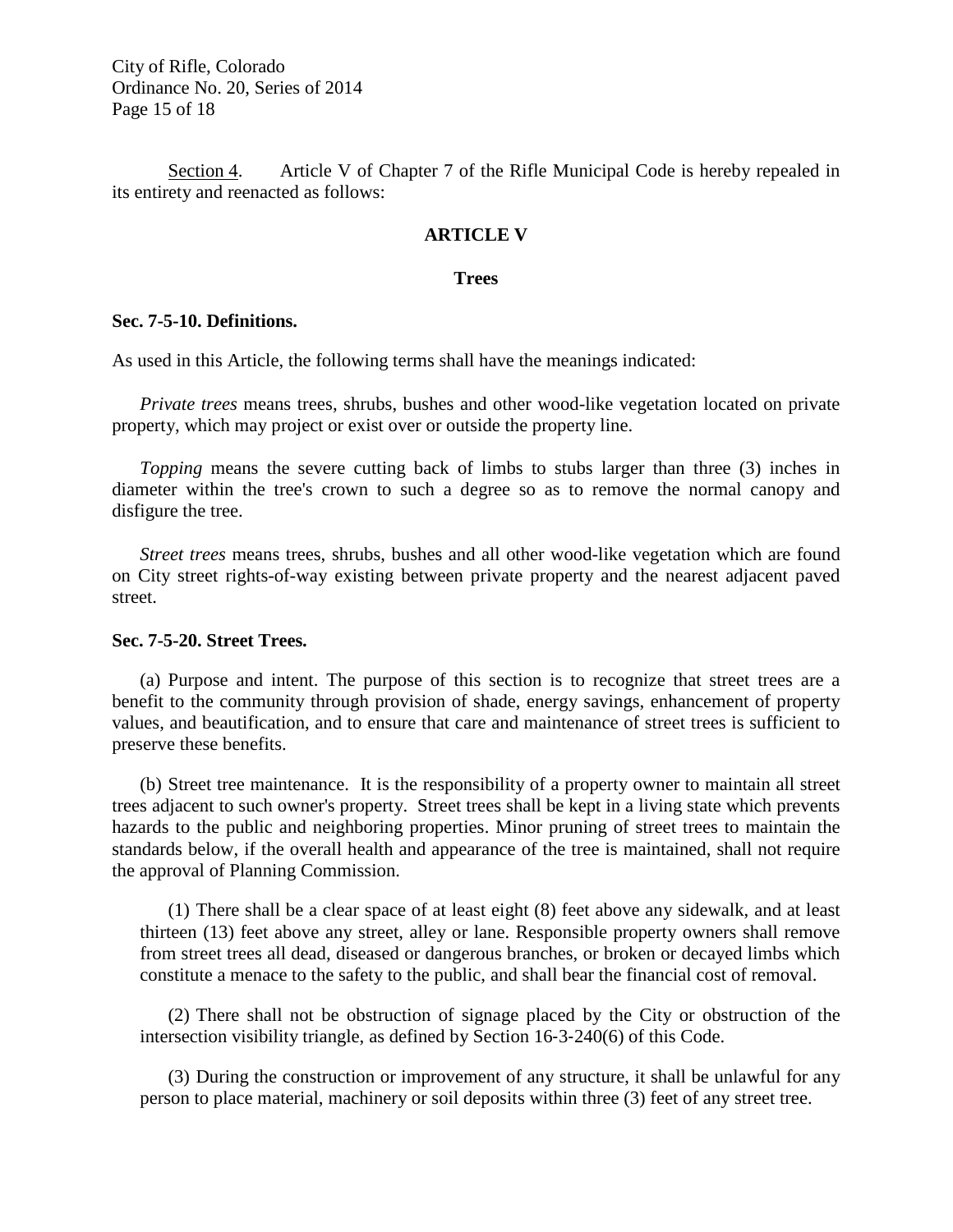Section 4. Article V of Chapter 7 of the Rifle Municipal Code is hereby repealed in its entirety and reenacted as follows:

## ARTICLE V

## Trees

**Sec. 7-5-10. Definitions.**

As used in this Article, the following terms shall have the meanings indicated:

*Private trees* means trees, shrubs, bushes and other wood-like vegetation located on private property, which may project or exist over or outside the property line.

*Topping* means the severe cutting back of limbs to stubs larger than three (3) inches in diameter within the tree's crown to such a degree so as to remove the normal canopy and disfigure the tree.

*Street trees* means trees, shrubs, bushes and all other wood-like vegetation which are found on City street rights-of-way existing between private property and the nearest adjacent paved street.

**Sec. 7-5-20. Street Trees.**

(a) Purpose and intent. The purpose of this section is to recognize that street trees are a benefit to the community through provision of shade, energy savings, enhancement of property values, and beautification, and to ensure that care and maintenance of street trees is sufficient to preserve these benefits.

(b) Street tree maintenance. It is the responsibility of a property owner to maintain all street trees adjacent to such owner's property. Street trees shall be kept in a living state which prevents hazards to the public and neighboring properties. Minor pruning of street trees to maintain the standards below, if the overall health and appearance of the tree is maintained, shall not require the approval of Planning Commission.

(1) There shall be a clear space of at least eight (8) feet above any sidewalk, and at least thirteen (13) feet above any street, alley or lane. Responsible property owners shall remove from street trees all dead, diseased or dangerous branches, or broken or decayed limbs which constitute a menace to the safety to the public, and shall bear the financial cost of removal.

(2) There shall not be obstruction of signage placed by the City or obstruction of the intersection visibility triangle, as defined by Section 16-3-240(6) of this Code.

(3) During the construction or improvement of any structure, it shall be unlawful for any person to place material, machinery or soil deposits within three (3) feet of any street tree.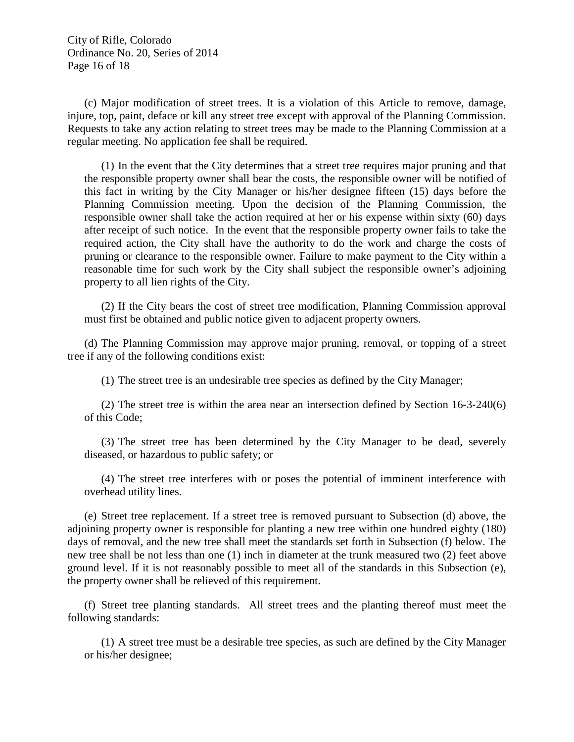(c) Major modification of street trees. It is a violation of this Article to remove, damage, injure, top, paint, deface or kill any street tree except with approval of the Planning Commission. Requests to take any action relating to street trees may be made to the Planning Commission at a regular meeting. No application fee shall be required.

(1) In the event that the City determines that a street tree requires major pruning and that the responsible property owner shall bear the costs, the responsible owner will be notified of this fact in writing by the City Manager or his/her designee fifteen (15) days before the Planning Commission meeting. Upon the decision of the Planning Commission, the responsible owner shall take the action required at her or his expense within sixty (60) days after receipt of such notice. In the event that the responsible property owner fails to take the required action, the City shall have the authority to do the work and charge the costs of pruning or clearance to the responsible owner. Failure to make payment to the City within a reasonable time for such work by the City shall subject the responsible owner's adjoining property to all lien rights of the City.

(2) If the City bears the cost of street tree modification, Planning Commission approval must first be obtained and public notice given to adjacent property owners.

(d) The Planning Commission may approve major pruning, removal, or topping of a street tree if any of the following conditions exist:

(1) The street tree is an undesirable tree species as defined by the City Manager;

(2) The street tree is within the area near an intersection defined by Section 16-3-240(6) of this Code;

(3) The street tree has been determined by the City Manager to be dead, severely diseased, or hazardous to public safety; or

(4) The street tree interferes with or poses the potential of imminent interference with overhead utility lines.

(e) Street tree replacement. If a street tree is removed pursuant to Subsection (d) above, the adjoining property owner is responsible for planting a new tree within one hundred eighty (180) days of removal, and the new tree shall meet the standards set forth in Subsection (f) below. The new tree shall be not less than one (1) inch in diameter at the trunk measured two (2) feet above ground level. If it is not reasonably possible to meet all of the standards in this Subsection (e), the property owner shall be relieved of this requirement.

(f) Street tree planting standards. All street trees and the planting thereof must meet the following standards:

(1) A street tree must be a desirable tree species, as such are defined by the City Manager or his/her designee;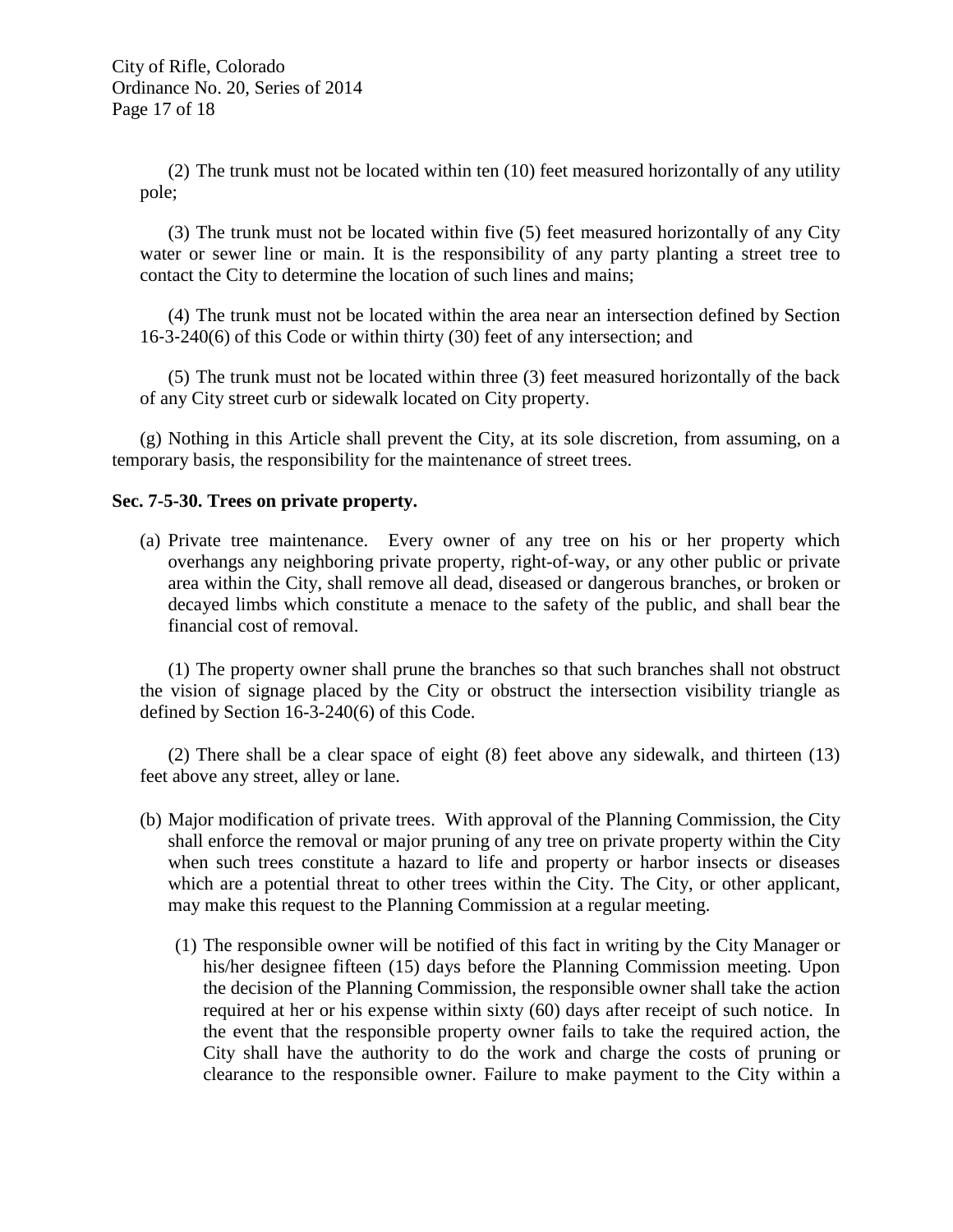(2) The trunk must not be located within ten (10) feet measured horizontally of any utility pole;

(3) The trunk must not be located within five (5) feet measured horizontally of any City water or sewer line or main. It is the responsibility of any party planting a street tree to contact the City to determine the location of such lines and mains;

(4) The trunk must not be located within the area near an intersection defined by Section 16-3-240(6) of this Code or within thirty (30) feet of any intersection; and

(5) The trunk must not be located within three (3) feet measured horizontally of the back of any City street curb or sidewalk located on City property.

(g) Nothing in this Article shall prevent the City, at its sole discretion, from assuming, on a temporary basis, the responsibility for the maintenance of street trees.

**Sec. 7-5-30. Trees on private property.**

(a) Private tree maintenance. Every owner of any tree on his or her property which overhangs any neighboring private property, right-of-way, or any other public or private area within the City, shall remove all dead, diseased or dangerous branches, or broken or decayed limbs which constitute a menace to the safety of the public, and shall bear the financial cost of removal.

(1) The property owner shall prune the branches so that such branches shall not obstruct the vision of signage placed by the City or obstruct the intersection visibility triangle as defined by Section 16-3-240(6) of this Code.

(2) There shall be a clear space of eight (8) feet above any sidewalk, and thirteen (13) feet above any street, alley or lane.

(b) Major modification of private trees. With approval of the Planning Commission, the City shall enforce the removal or major pruning of any tree on private property within the City when such trees constitute a hazard to life and property or harbor insects or diseases which are a potential threat to other trees within the City. The City, or other applicant, may make this request to the Planning Commission at a regular meeting.

(1) The responsible owner will be notified of this fact in writing by the City Manager or his/her designee fifteen (15) days before the Planning Commission meeting. Upon the decision of the Planning Commission, the responsible owner shall take the action required at her or his expense within sixty (60) days after receipt of such notice. In the event that the responsible property owner fails to take the required action, the City shall have the authority to do the work and charge the costs of pruning or clearance to the responsible owner. Failure to make payment to the City within a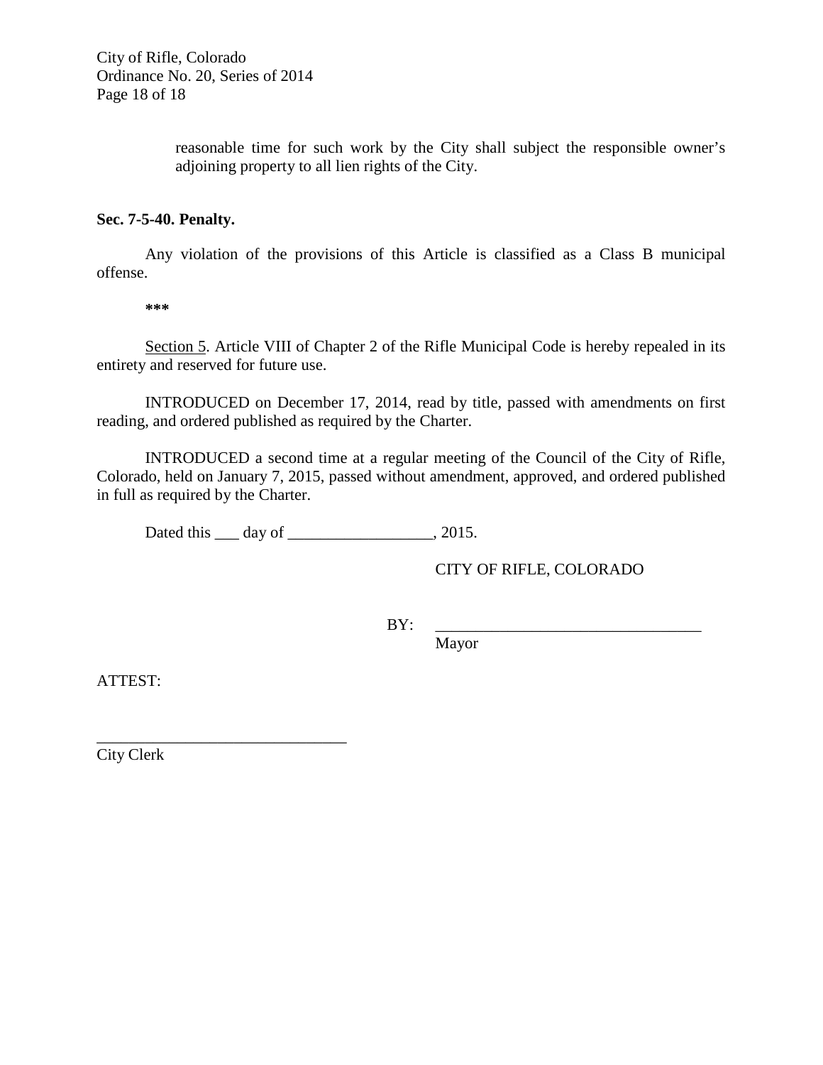reasonable time for such work by the City shall subject the responsible owner's adjoining property to all lien rights of the City.

**Sec. 7-5-40. Penalty.**

Any violation of the provisions of this Article is classified as a Class B municipal offense.

**\*\*\***

<u>Section 5</u>. Article VIII of Chapter 2 of the Rifle Municipal Code is hereby repealed in its entirety and reserved for future use.

INTRODUCED on December 17, 2014, read by title, passed with amendments on first reading, and ordered published as required by the Charter.

INTRODUCED a second time at a regular meeting of the Council of the City of Rifle, Colorado, held on January 7, 2015, passed without amendment, approved, and ordered published in full as required by the Charter.

Dated this ___ day of __________________, 2015.

CITY OF RIFLE, COLORADO

BY: _________________________________
Mayor

ATTEST:

_______________________________
City Clerk